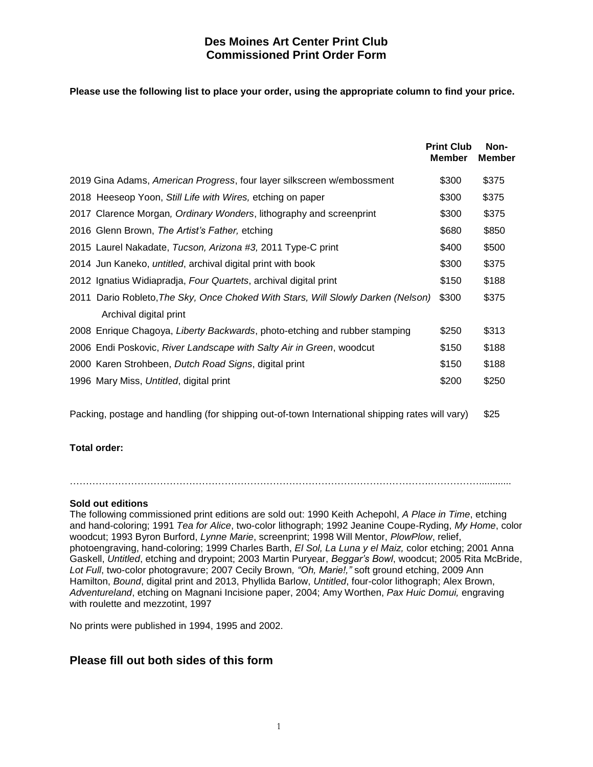# Des Moines Art Center Print Club
# Commissioned Print Order Form

**Please use the following list to place your order, using the appropriate column to find your price.**

| | Print Club Member | Non-Member |
|---|---|---|
| 2019 Gina Adams, *American Progress*, four layer silkscreen w/embossment | $300 | $375 |
| 2018 Heeseop Yoon, *Still Life with Wires,* etching on paper | $300 | $375 |
| 2017 Clarence Morgan*, Ordinary Wonders*, lithography and screenprint | $300 | $375 |
| 2016 Glenn Brown, *The Artist's Father,* etching | $680 | $850 |
| 2015 Laurel Nakadate, *Tucson, Arizona #3,* 2011 Type-C print | $400 | $500 |
| 2014 Jun Kaneko, *untitled*, archival digital print with book | $300 | $375 |
| 2012 Ignatius Widiapradja, *Four Quartets*, archival digital print | $150 | $188 |
| 2011 Dario Robleto,*The Sky, Once Choked With Stars, Will Slowly Darken (Nelson)* Archival digital print | $300 | $375 |
| 2008 Enrique Chagoya, *Liberty Backwards*, photo-etching and rubber stamping | $250 | $313 |
| 2006 Endi Poskovic, *River Landscape with Salty Air in Green*, woodcut | $150 | $188 |
| 2000 Karen Strohbeen, *Dutch Road Signs*, digital print | $150 | $188 |
| 1996 Mary Miss, *Untitled*, digital print | $200 | $250 |

Packing, postage and handling (for shipping out-of-town International shipping rates will vary) $25

**Total order:**

………………………………………………………………………………………….……………...........

**Sold out editions**

The following commissioned print editions are sold out: 1990 Keith Achepohl, *A Place in Time*, etching and hand-coloring; 1991 *Tea for Alice*, two-color lithograph; 1992 Jeanine Coupe-Ryding, *My Home*, color woodcut; 1993 Byron Burford, *Lynne Marie*, screenprint; 1998 Will Mentor, *PlowPlow*, relief, photoengraving, hand-coloring; 1999 Charles Barth, *El Sol, La Luna y el Maiz,* color etching; 2001 Anna Gaskell, *Untitled*, etching and drypoint; 2003 Martin Puryear, *Beggar's Bowl*, woodcut; 2005 Rita McBride, *Lot Full*, two-color photogravure; 2007 Cecily Brown*, "Oh, Marie!,"* soft ground etching, 2009 Ann Hamilton, *Bound*, digital print and 2013, Phyllida Barlow, *Untitled*, four-color lithograph; Alex Brown, *Adventureland*, etching on Magnani Incisione paper, 2004; Amy Worthen, *Pax Huic Domui,* engraving with roulette and mezzotint, 1997

No prints were published in 1994, 1995 and 2002.

## Please fill out both sides of this form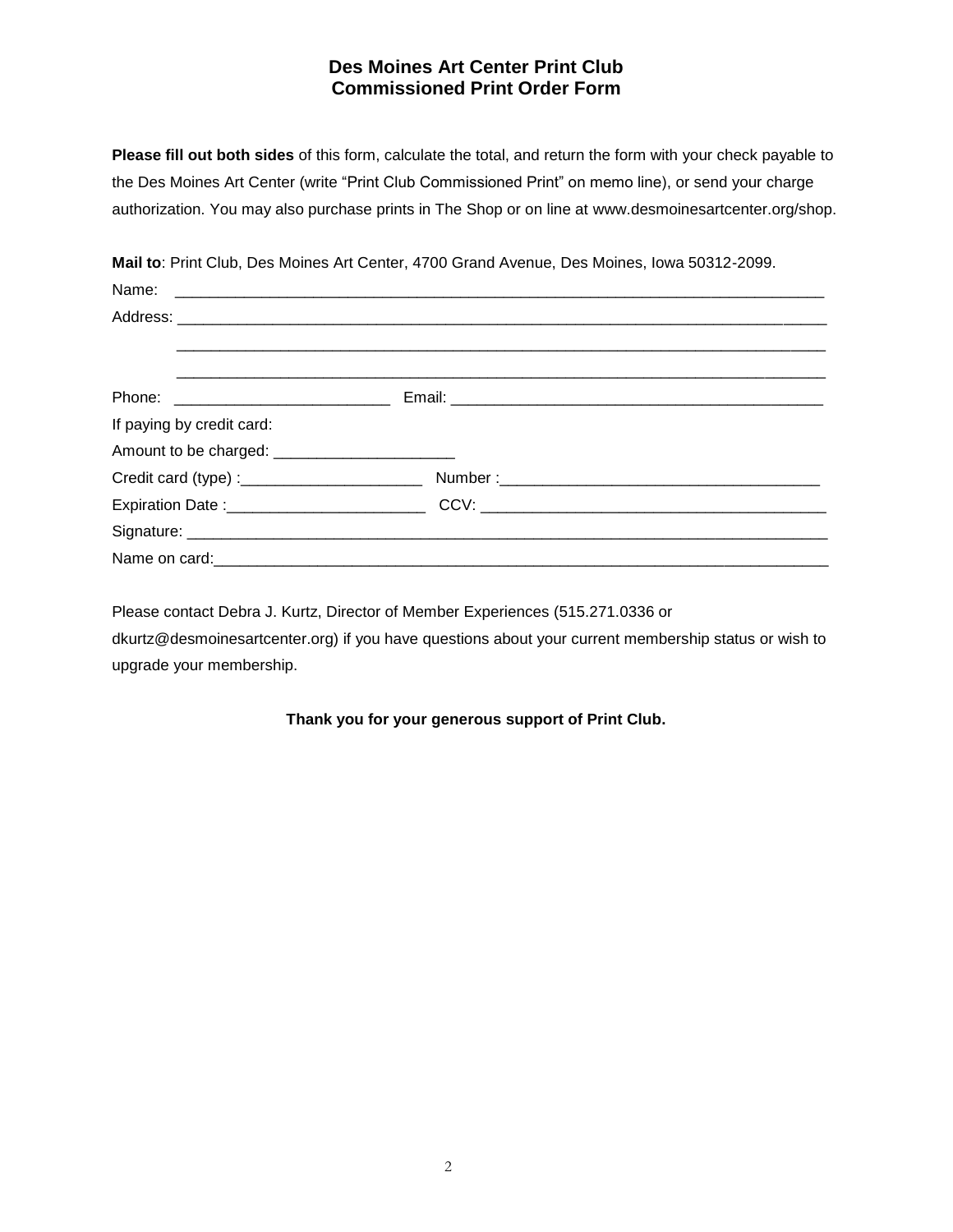# Des Moines Art Center Print Club
## Commissioned Print Order Form

**Please fill out both sides** of this form, calculate the total, and return the form with your check payable to the Des Moines Art Center (write "Print Club Commissioned Print" on memo line), or send your charge authorization. You may also purchase prints in The Shop or on line at www.desmoinesartcenter.org/shop.

**Mail to**: Print Club, Des Moines Art Center, 4700 Grand Avenue, Des Moines, Iowa 50312-2099.

Name: ______________________________________________________________________________

Address: ______________________________________________________________________________

______________________________________________________________________________

______________________________________________________________________________

Phone: _________________________ Email: ___________________________________________

If paying by credit card:

Amount to be charged: ____________________

Credit card (type) :_____________________ Number :_____________________________________

Expiration Date :______________________ CCV: _________________________________________

Signature: _____________________________________________________________________________

Name on card:___________________________________________________________________________

Please contact Debra J. Kurtz, Director of Member Experiences (515.271.0336 or dkurtz@desmoinesartcenter.org) if you have questions about your current membership status or wish to upgrade your membership.

**Thank you for your generous support of Print Club.**